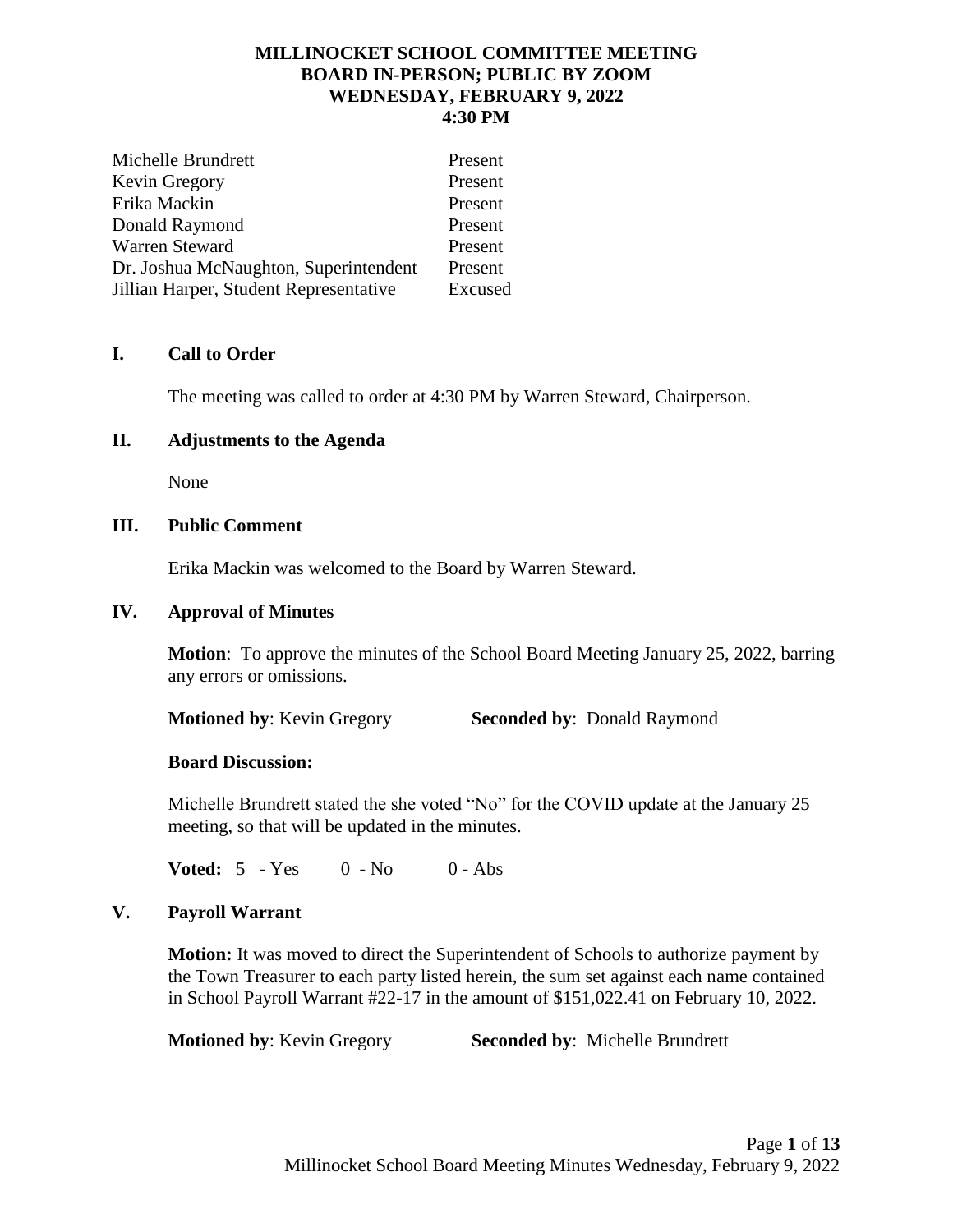# MILLINOCKET SCHOOL COMMITTEE MEETING
## BOARD IN-PERSON; PUBLIC BY ZOOM
## WEDNESDAY, FEBRUARY 9, 2022
## 4:30 PM

| | |
|---|---|
| Michelle Brundrett | Present |
| Kevin Gregory | Present |
| Erika Mackin | Present |
| Donald Raymond | Present |
| Warren Steward | Present |
| Dr. Joshua McNaughton, Superintendent | Present |
| Jillian Harper, Student Representative | Excused |

## I. Call to Order

The meeting was called to order at 4:30 PM by Warren Steward, Chairperson.

## II. Adjustments to the Agenda

None

## III. Public Comment

Erika Mackin was welcomed to the Board by Warren Steward.

## IV. Approval of Minutes

**Motion**: To approve the minutes of the School Board Meeting January 25, 2022, barring any errors or omissions.

**Motioned by**: Kevin Gregory **Seconded by**: Donald Raymond

**Board Discussion:**

Michelle Brundrett stated the she voted "No" for the COVID update at the January 25 meeting, so that will be updated in the minutes.

**Voted:** 5 - Yes 0 - No 0 - Abs

## V. Payroll Warrant

**Motion:** It was moved to direct the Superintendent of Schools to authorize payment by the Town Treasurer to each party listed herein, the sum set against each name contained in School Payroll Warrant #22-17 in the amount of $151,022.41 on February 10, 2022.

**Motioned by**: Kevin Gregory **Seconded by**: Michelle Brundrett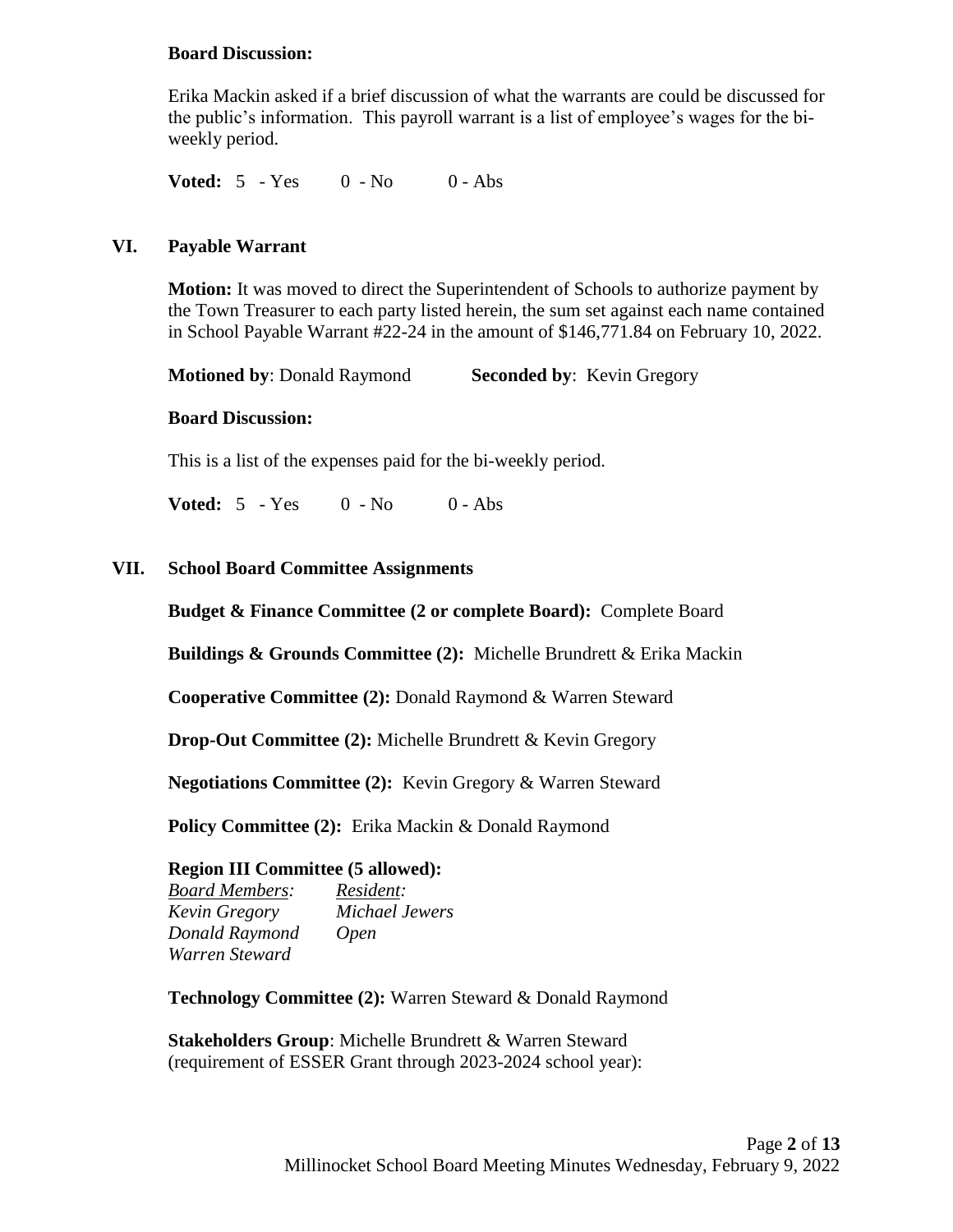**Board Discussion:**

Erika Mackin asked if a brief discussion of what the warrants are could be discussed for the public's information. This payroll warrant is a list of employee's wages for the bi-weekly period.

**Voted:** 5 - Yes 0 - No 0 - Abs

## VI. Payable Warrant

**Motion:** It was moved to direct the Superintendent of Schools to authorize payment by the Town Treasurer to each party listed herein, the sum set against each name contained in School Payable Warrant #22-24 in the amount of $146,771.84 on February 10, 2022.

**Motioned by**: Donald Raymond **Seconded by**: Kevin Gregory

**Board Discussion:**

This is a list of the expenses paid for the bi-weekly period.

**Voted:** 5 - Yes 0 - No 0 - Abs

## VII. School Board Committee Assignments

**Budget & Finance Committee (2 or complete Board):** Complete Board

**Buildings & Grounds Committee (2):** Michelle Brundrett & Erika Mackin

**Cooperative Committee (2):** Donald Raymond & Warren Steward

**Drop-Out Committee (2):** Michelle Brundrett & Kevin Gregory

**Negotiations Committee (2):** Kevin Gregory & Warren Steward

**Policy Committee (2):** Erika Mackin & Donald Raymond

**Region III Committee (5 allowed):**

| *Board Members:* | *Resident:* |
|---|---|
| *Kevin Gregory* | *Michael Jewers* |
| *Donald Raymond* | *Open* |
| *Warren Steward* | |

**Technology Committee (2):** Warren Steward & Donald Raymond

**Stakeholders Group**: Michelle Brundrett & Warren Steward (requirement of ESSER Grant through 2023-2024 school year):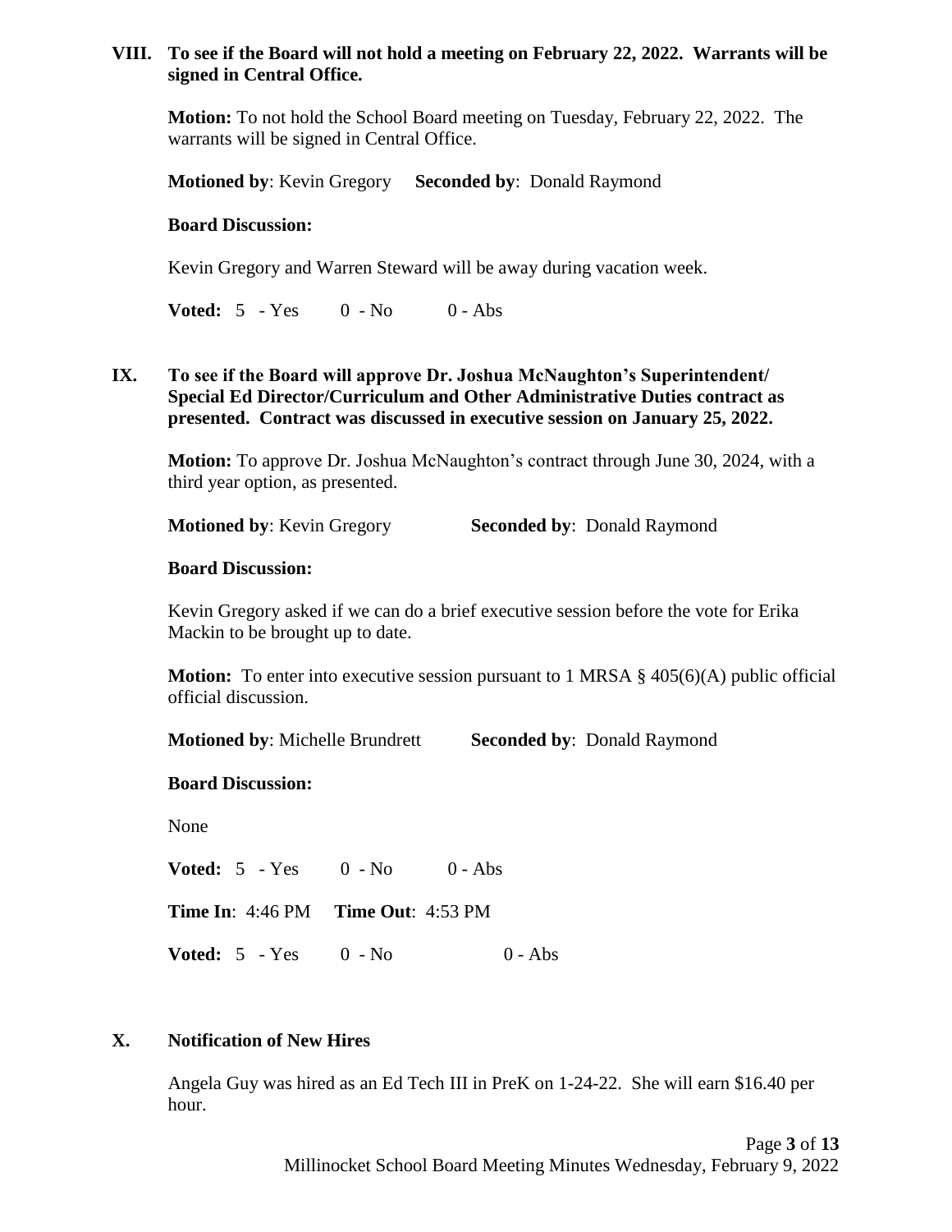## VIII. To see if the Board will not hold a meeting on February 22, 2022. Warrants will be signed in Central Office.

**Motion:** To not hold the School Board meeting on Tuesday, February 22, 2022. The warrants will be signed in Central Office.

**Motioned by**: Kevin Gregory **Seconded by**: Donald Raymond

**Board Discussion:**

Kevin Gregory and Warren Steward will be away during vacation week.

**Voted:** 5 - Yes 0 - No 0 - Abs

## IX. To see if the Board will approve Dr. Joshua McNaughton's Superintendent/ Special Ed Director/Curriculum and Other Administrative Duties contract as presented. Contract was discussed in executive session on January 25, 2022.

**Motion:** To approve Dr. Joshua McNaughton's contract through June 30, 2024, with a third year option, as presented.

**Motioned by**: Kevin Gregory **Seconded by**: Donald Raymond

**Board Discussion:**

Kevin Gregory asked if we can do a brief executive session before the vote for Erika Mackin to be brought up to date.

**Motion:** To enter into executive session pursuant to 1 MRSA § 405(6)(A) public official official discussion.

**Motioned by**: Michelle Brundrett **Seconded by**: Donald Raymond

**Board Discussion:**

None

**Voted:** 5 - Yes 0 - No 0 - Abs

**Time In**: 4:46 PM **Time Out**: 4:53 PM

**Voted:** 5 - Yes 0 - No 0 - Abs

## X. Notification of New Hires

Angela Guy was hired as an Ed Tech III in PreK on 1-24-22. She will earn $16.40 per hour.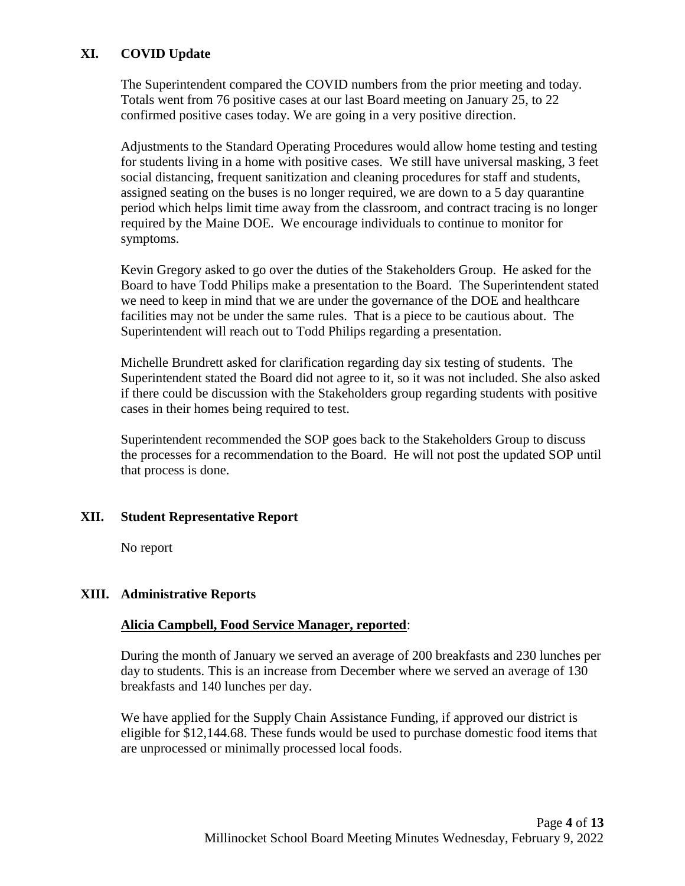## XI. COVID Update

The Superintendent compared the COVID numbers from the prior meeting and today. Totals went from 76 positive cases at our last Board meeting on January 25, to 22 confirmed positive cases today. We are going in a very positive direction.

Adjustments to the Standard Operating Procedures would allow home testing and testing for students living in a home with positive cases. We still have universal masking, 3 feet social distancing, frequent sanitization and cleaning procedures for staff and students, assigned seating on the buses is no longer required, we are down to a 5 day quarantine period which helps limit time away from the classroom, and contract tracing is no longer required by the Maine DOE. We encourage individuals to continue to monitor for symptoms.

Kevin Gregory asked to go over the duties of the Stakeholders Group. He asked for the Board to have Todd Philips make a presentation to the Board. The Superintendent stated we need to keep in mind that we are under the governance of the DOE and healthcare facilities may not be under the same rules. That is a piece to be cautious about. The Superintendent will reach out to Todd Philips regarding a presentation.

Michelle Brundrett asked for clarification regarding day six testing of students. The Superintendent stated the Board did not agree to it, so it was not included. She also asked if there could be discussion with the Stakeholders group regarding students with positive cases in their homes being required to test.

Superintendent recommended the SOP goes back to the Stakeholders Group to discuss the processes for a recommendation to the Board. He will not post the updated SOP until that process is done.

## XII. Student Representative Report

No report

## XIII. Administrative Reports

**Alicia Campbell, Food Service Manager, reported**:

During the month of January we served an average of 200 breakfasts and 230 lunches per day to students. This is an increase from December where we served an average of 130 breakfasts and 140 lunches per day.

We have applied for the Supply Chain Assistance Funding, if approved our district is eligible for $12,144.68. These funds would be used to purchase domestic food items that are unprocessed or minimally processed local foods.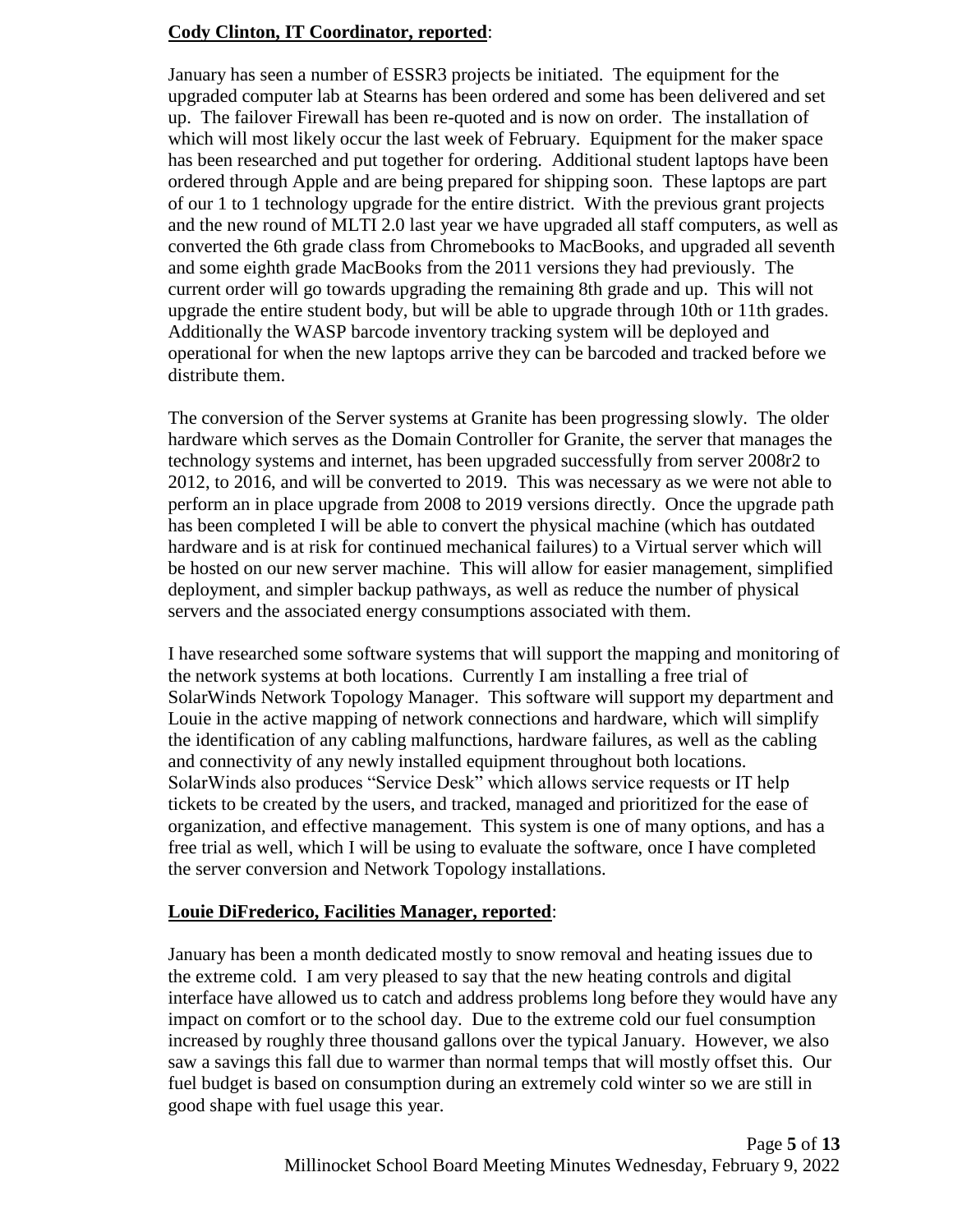**<u>Cody Clinton, IT Coordinator, reported</u>**:

January has seen a number of ESSR3 projects be initiated. The equipment for the upgraded computer lab at Stearns has been ordered and some has been delivered and set up. The failover Firewall has been re-quoted and is now on order. The installation of which will most likely occur the last week of February. Equipment for the maker space has been researched and put together for ordering. Additional student laptops have been ordered through Apple and are being prepared for shipping soon. These laptops are part of our 1 to 1 technology upgrade for the entire district. With the previous grant projects and the new round of MLTI 2.0 last year we have upgraded all staff computers, as well as converted the 6th grade class from Chromebooks to MacBooks, and upgraded all seventh and some eighth grade MacBooks from the 2011 versions they had previously. The current order will go towards upgrading the remaining 8th grade and up. This will not upgrade the entire student body, but will be able to upgrade through 10th or 11th grades. Additionally the WASP barcode inventory tracking system will be deployed and operational for when the new laptops arrive they can be barcoded and tracked before we distribute them.

The conversion of the Server systems at Granite has been progressing slowly. The older hardware which serves as the Domain Controller for Granite, the server that manages the technology systems and internet, has been upgraded successfully from server 2008r2 to 2012, to 2016, and will be converted to 2019. This was necessary as we were not able to perform an in place upgrade from 2008 to 2019 versions directly. Once the upgrade path has been completed I will be able to convert the physical machine (which has outdated hardware and is at risk for continued mechanical failures) to a Virtual server which will be hosted on our new server machine. This will allow for easier management, simplified deployment, and simpler backup pathways, as well as reduce the number of physical servers and the associated energy consumptions associated with them.

I have researched some software systems that will support the mapping and monitoring of the network systems at both locations. Currently I am installing a free trial of SolarWinds Network Topology Manager. This software will support my department and Louie in the active mapping of network connections and hardware, which will simplify the identification of any cabling malfunctions, hardware failures, as well as the cabling and connectivity of any newly installed equipment throughout both locations. SolarWinds also produces "Service Desk" which allows service requests or IT help tickets to be created by the users, and tracked, managed and prioritized for the ease of organization, and effective management. This system is one of many options, and has a free trial as well, which I will be using to evaluate the software, once I have completed the server conversion and Network Topology installations.

**<u>Louie DiFrederico, Facilities Manager, reported</u>**:

January has been a month dedicated mostly to snow removal and heating issues due to the extreme cold. I am very pleased to say that the new heating controls and digital interface have allowed us to catch and address problems long before they would have any impact on comfort or to the school day. Due to the extreme cold our fuel consumption increased by roughly three thousand gallons over the typical January. However, we also saw a savings this fall due to warmer than normal temps that will mostly offset this. Our fuel budget is based on consumption during an extremely cold winter so we are still in good shape with fuel usage this year.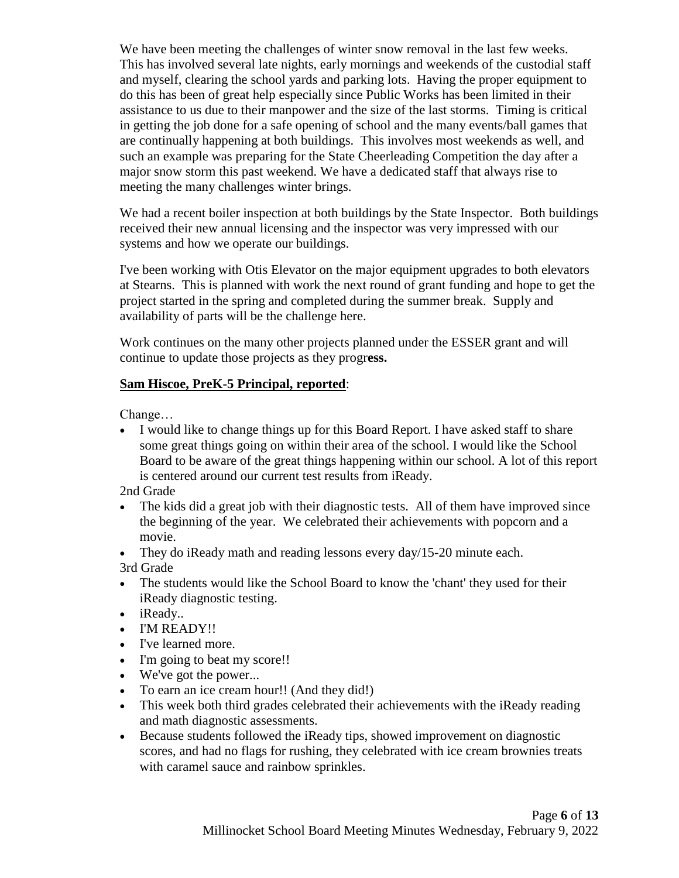We have been meeting the challenges of winter snow removal in the last few weeks. This has involved several late nights, early mornings and weekends of the custodial staff and myself, clearing the school yards and parking lots. Having the proper equipment to do this has been of great help especially since Public Works has been limited in their assistance to us due to their manpower and the size of the last storms. Timing is critical in getting the job done for a safe opening of school and the many events/ball games that are continually happening at both buildings. This involves most weekends as well, and such an example was preparing for the State Cheerleading Competition the day after a major snow storm this past weekend. We have a dedicated staff that always rise to meeting the many challenges winter brings.

We had a recent boiler inspection at both buildings by the State Inspector. Both buildings received their new annual licensing and the inspector was very impressed with our systems and how we operate our buildings.

I've been working with Otis Elevator on the major equipment upgrades to both elevators at Stearns. This is planned with work the next round of grant funding and hope to get the project started in the spring and completed during the summer break. Supply and availability of parts will be the challenge here.

Work continues on the many other projects planned under the ESSER grant and will continue to update those projects as they progr**ess.**

**Sam Hiscoe, PreK-5 Principal, reported**:

Change…

- I would like to change things up for this Board Report. I have asked staff to share some great things going on within their area of the school. I would like the School Board to be aware of the great things happening within our school. A lot of this report is centered around our current test results from iReady.

2nd Grade

- The kids did a great job with their diagnostic tests. All of them have improved since the beginning of the year. We celebrated their achievements with popcorn and a movie.
- They do iReady math and reading lessons every day/15-20 minute each.

3rd Grade

- The students would like the School Board to know the 'chant' they used for their iReady diagnostic testing.
- iReady..
- I'M READY!!
- I've learned more.
- I'm going to beat my score!!
- We've got the power...
- To earn an ice cream hour!! (And they did!)
- This week both third grades celebrated their achievements with the iReady reading and math diagnostic assessments.
- Because students followed the iReady tips, showed improvement on diagnostic scores, and had no flags for rushing, they celebrated with ice cream brownies treats with caramel sauce and rainbow sprinkles.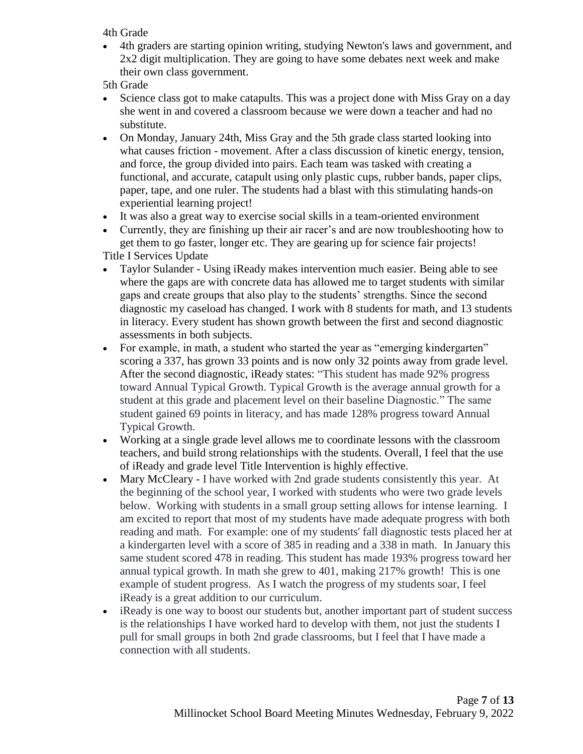4th Grade

- 4th graders are starting opinion writing, studying Newton's laws and government, and 2x2 digit multiplication. They are going to have some debates next week and make their own class government.

5th Grade

- Science class got to make catapults. This was a project done with Miss Gray on a day she went in and covered a classroom because we were down a teacher and had no substitute.
- On Monday, January 24th, Miss Gray and the 5th grade class started looking into what causes friction - movement. After a class discussion of kinetic energy, tension, and force, the group divided into pairs. Each team was tasked with creating a functional, and accurate, catapult using only plastic cups, rubber bands, paper clips, paper, tape, and one ruler. The students had a blast with this stimulating hands-on experiential learning project!
- It was also a great way to exercise social skills in a team-oriented environment
- Currently, they are finishing up their air racer's and are now troubleshooting how to get them to go faster, longer etc. They are gearing up for science fair projects!

Title I Services Update

- Taylor Sulander - Using iReady makes intervention much easier. Being able to see where the gaps are with concrete data has allowed me to target students with similar gaps and create groups that also play to the students' strengths. Since the second diagnostic my caseload has changed. I work with 8 students for math, and 13 students in literacy. Every student has shown growth between the first and second diagnostic assessments in both subjects.
- For example, in math, a student who started the year as "emerging kindergarten" scoring a 337, has grown 33 points and is now only 32 points away from grade level. After the second diagnostic, iReady states: "This student has made 92% progress toward Annual Typical Growth. Typical Growth is the average annual growth for a student at this grade and placement level on their baseline Diagnostic." The same student gained 69 points in literacy, and has made 128% progress toward Annual Typical Growth.
- Working at a single grade level allows me to coordinate lessons with the classroom teachers, and build strong relationships with the students. Overall, I feel that the use of iReady and grade level Title Intervention is highly effective.
- Mary McCleary - I have worked with 2nd grade students consistently this year. At the beginning of the school year, I worked with students who were two grade levels below. Working with students in a small group setting allows for intense learning. I am excited to report that most of my students have made adequate progress with both reading and math. For example: one of my students' fall diagnostic tests placed her at a kindergarten level with a score of 385 in reading and a 338 in math. In January this same student scored 478 in reading. This student has made 193% progress toward her annual typical growth. In math she grew to 401, making 217% growth! This is one example of student progress. As I watch the progress of my students soar, I feel iReady is a great addition to our curriculum.
- iReady is one way to boost our students but, another important part of student success is the relationships I have worked hard to develop with them, not just the students I pull for small groups in both 2nd grade classrooms, but I feel that I have made a connection with all students.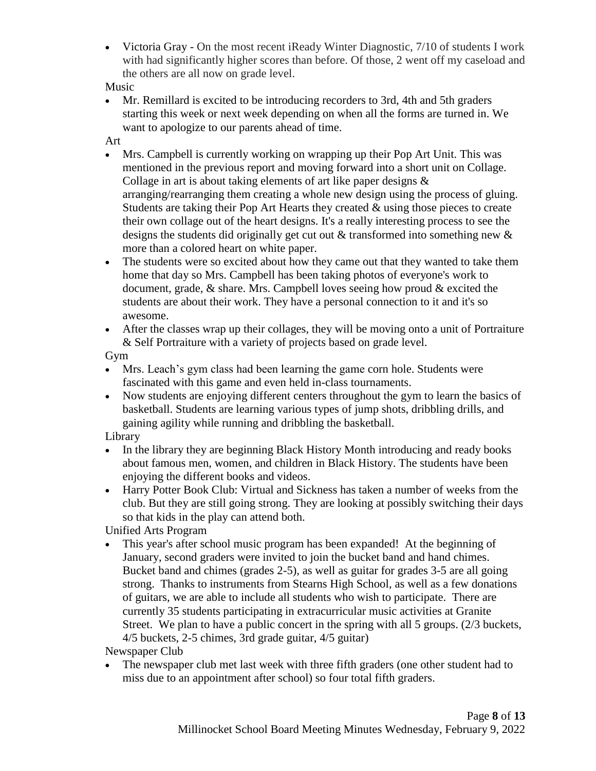- Victoria Gray - On the most recent iReady Winter Diagnostic, 7/10 of students I work with had significantly higher scores than before. Of those, 2 went off my caseload and the others are all now on grade level.

Music

- Mr. Remillard is excited to be introducing recorders to 3rd, 4th and 5th graders starting this week or next week depending on when all the forms are turned in. We want to apologize to our parents ahead of time.

Art

- Mrs. Campbell is currently working on wrapping up their Pop Art Unit. This was mentioned in the previous report and moving forward into a short unit on Collage. Collage in art is about taking elements of art like paper designs & arranging/rearranging them creating a whole new design using the process of gluing. Students are taking their Pop Art Hearts they created & using those pieces to create their own collage out of the heart designs. It's a really interesting process to see the designs the students did originally get cut out & transformed into something new & more than a colored heart on white paper.
- The students were so excited about how they came out that they wanted to take them home that day so Mrs. Campbell has been taking photos of everyone's work to document, grade, & share. Mrs. Campbell loves seeing how proud & excited the students are about their work. They have a personal connection to it and it's so awesome.
- After the classes wrap up their collages, they will be moving onto a unit of Portraiture & Self Portraiture with a variety of projects based on grade level.

Gym

- Mrs. Leach's gym class had been learning the game corn hole. Students were fascinated with this game and even held in-class tournaments.
- Now students are enjoying different centers throughout the gym to learn the basics of basketball. Students are learning various types of jump shots, dribbling drills, and gaining agility while running and dribbling the basketball.

Library

- In the library they are beginning Black History Month introducing and ready books about famous men, women, and children in Black History. The students have been enjoying the different books and videos.
- Harry Potter Book Club: Virtual and Sickness has taken a number of weeks from the club. But they are still going strong. They are looking at possibly switching their days so that kids in the play can attend both.

Unified Arts Program

- This year's after school music program has been expanded! At the beginning of January, second graders were invited to join the bucket band and hand chimes. Bucket band and chimes (grades 2-5), as well as guitar for grades 3-5 are all going strong. Thanks to instruments from Stearns High School, as well as a few donations of guitars, we are able to include all students who wish to participate. There are currently 35 students participating in extracurricular music activities at Granite Street. We plan to have a public concert in the spring with all 5 groups. (2/3 buckets, 4/5 buckets, 2-5 chimes, 3rd grade guitar, 4/5 guitar)

Newspaper Club

- The newspaper club met last week with three fifth graders (one other student had to miss due to an appointment after school) so four total fifth graders.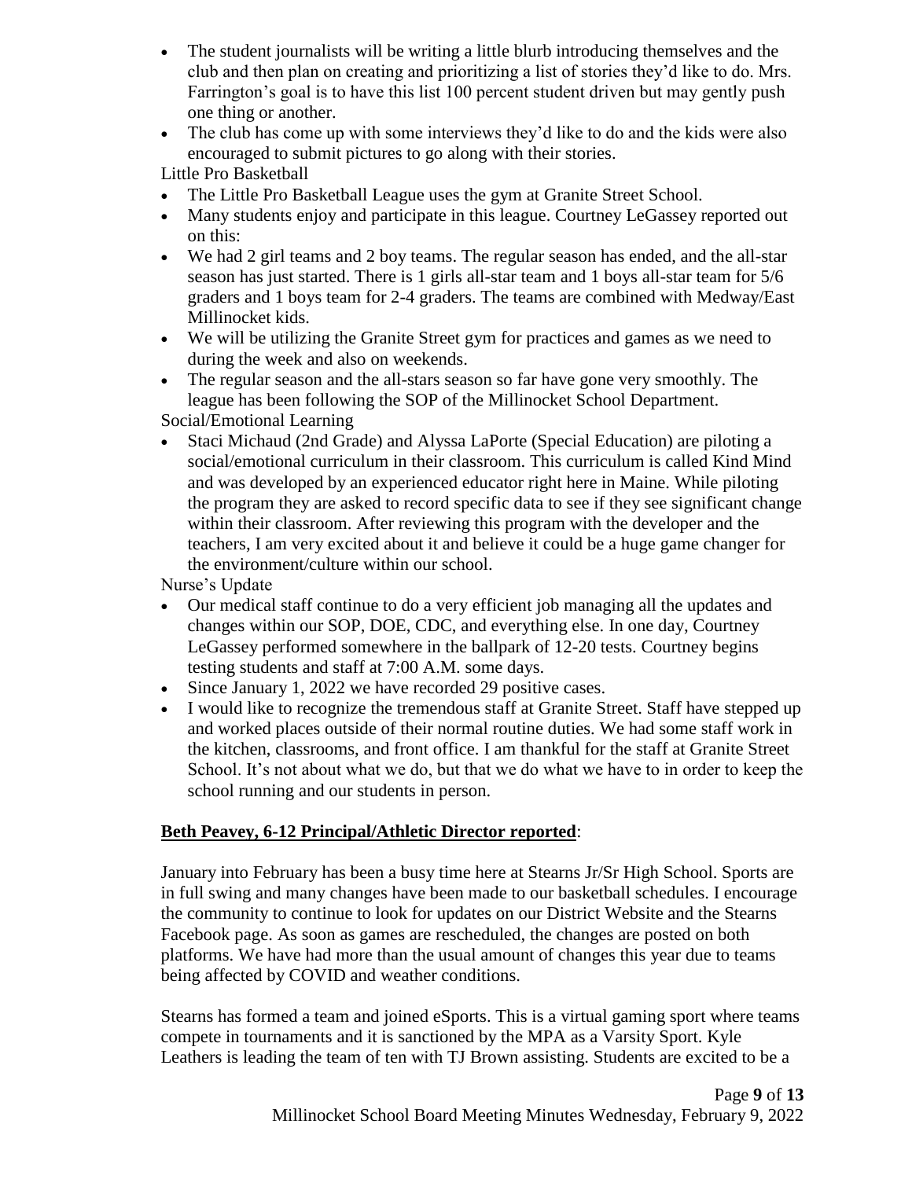- The student journalists will be writing a little blurb introducing themselves and the club and then plan on creating and prioritizing a list of stories they'd like to do. Mrs. Farrington's goal is to have this list 100 percent student driven but may gently push one thing or another.
- The club has come up with some interviews they'd like to do and the kids were also encouraged to submit pictures to go along with their stories.

Little Pro Basketball

- The Little Pro Basketball League uses the gym at Granite Street School.
- Many students enjoy and participate in this league. Courtney LeGassey reported out on this:
- We had 2 girl teams and 2 boy teams. The regular season has ended, and the all-star season has just started. There is 1 girls all-star team and 1 boys all-star team for 5/6 graders and 1 boys team for 2-4 graders. The teams are combined with Medway/East Millinocket kids.
- We will be utilizing the Granite Street gym for practices and games as we need to during the week and also on weekends.
- The regular season and the all-stars season so far have gone very smoothly. The league has been following the SOP of the Millinocket School Department.

Social/Emotional Learning

- Staci Michaud (2nd Grade) and Alyssa LaPorte (Special Education) are piloting a social/emotional curriculum in their classroom. This curriculum is called Kind Mind and was developed by an experienced educator right here in Maine. While piloting the program they are asked to record specific data to see if they see significant change within their classroom. After reviewing this program with the developer and the teachers, I am very excited about it and believe it could be a huge game changer for the environment/culture within our school.

Nurse's Update

- Our medical staff continue to do a very efficient job managing all the updates and changes within our SOP, DOE, CDC, and everything else. In one day, Courtney LeGassey performed somewhere in the ballpark of 12-20 tests. Courtney begins testing students and staff at 7:00 A.M. some days.
- Since January 1, 2022 we have recorded 29 positive cases.
- I would like to recognize the tremendous staff at Granite Street. Staff have stepped up and worked places outside of their normal routine duties. We had some staff work in the kitchen, classrooms, and front office. I am thankful for the staff at Granite Street School. It's not about what we do, but that we do what we have to in order to keep the school running and our students in person.

**Beth Peavey, 6-12 Principal/Athletic Director reported**:

January into February has been a busy time here at Stearns Jr/Sr High School. Sports are in full swing and many changes have been made to our basketball schedules. I encourage the community to continue to look for updates on our District Website and the Stearns Facebook page. As soon as games are rescheduled, the changes are posted on both platforms. We have had more than the usual amount of changes this year due to teams being affected by COVID and weather conditions.

Stearns has formed a team and joined eSports. This is a virtual gaming sport where teams compete in tournaments and it is sanctioned by the MPA as a Varsity Sport. Kyle Leathers is leading the team of ten with TJ Brown assisting. Students are excited to be a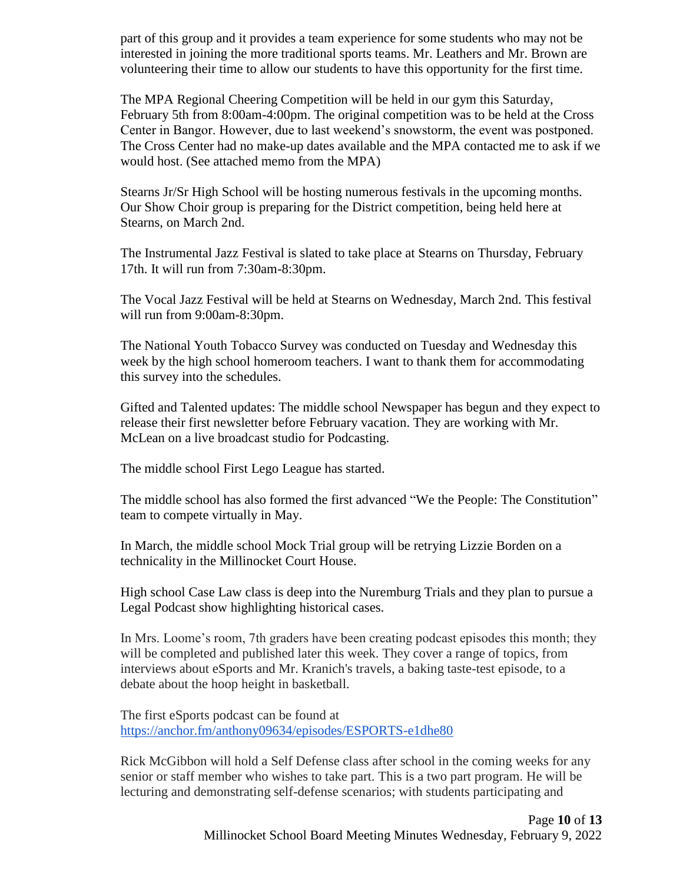part of this group and it provides a team experience for some students who may not be interested in joining the more traditional sports teams. Mr. Leathers and Mr. Brown are volunteering their time to allow our students to have this opportunity for the first time.

The MPA Regional Cheering Competition will be held in our gym this Saturday, February 5th from 8:00am-4:00pm. The original competition was to be held at the Cross Center in Bangor. However, due to last weekend's snowstorm, the event was postponed. The Cross Center had no make-up dates available and the MPA contacted me to ask if we would host. (See attached memo from the MPA)

Stearns Jr/Sr High School will be hosting numerous festivals in the upcoming months. Our Show Choir group is preparing for the District competition, being held here at Stearns, on March 2nd.

The Instrumental Jazz Festival is slated to take place at Stearns on Thursday, February 17th. It will run from 7:30am-8:30pm.

The Vocal Jazz Festival will be held at Stearns on Wednesday, March 2nd. This festival will run from 9:00am-8:30pm.

The National Youth Tobacco Survey was conducted on Tuesday and Wednesday this week by the high school homeroom teachers. I want to thank them for accommodating this survey into the schedules.

Gifted and Talented updates: The middle school Newspaper has begun and they expect to release their first newsletter before February vacation. They are working with Mr. McLean on a live broadcast studio for Podcasting.

The middle school First Lego League has started.

The middle school has also formed the first advanced "We the People: The Constitution" team to compete virtually in May.

In March, the middle school Mock Trial group will be retrying Lizzie Borden on a technicality in the Millinocket Court House.

High school Case Law class is deep into the Nuremburg Trials and they plan to pursue a Legal Podcast show highlighting historical cases.

In Mrs. Loome's room, 7th graders have been creating podcast episodes this month; they will be completed and published later this week. They cover a range of topics, from interviews about eSports and Mr. Kranich's travels, a baking taste-test episode, to a debate about the hoop height in basketball.

The first eSports podcast can be found at https://anchor.fm/anthony09634/episodes/ESPORTS-e1dhe80

Rick McGibbon will hold a Self Defense class after school in the coming weeks for any senior or staff member who wishes to take part. This is a two part program. He will be lecturing and demonstrating self-defense scenarios; with students participating and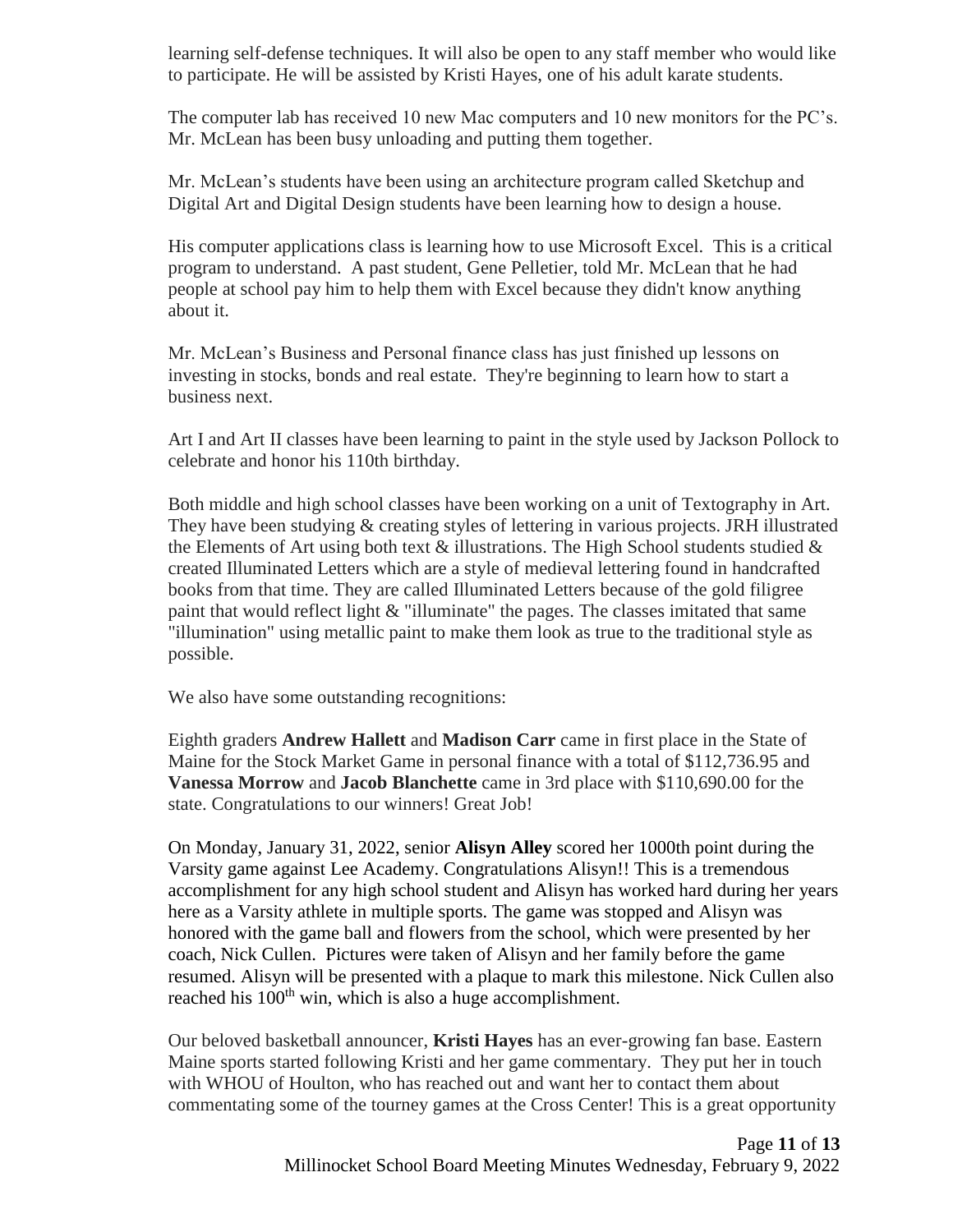learning self-defense techniques. It will also be open to any staff member who would like to participate. He will be assisted by Kristi Hayes, one of his adult karate students.

The computer lab has received 10 new Mac computers and 10 new monitors for the PC's. Mr. McLean has been busy unloading and putting them together.

Mr. McLean's students have been using an architecture program called Sketchup and Digital Art and Digital Design students have been learning how to design a house.

His computer applications class is learning how to use Microsoft Excel. This is a critical program to understand. A past student, Gene Pelletier, told Mr. McLean that he had people at school pay him to help them with Excel because they didn't know anything about it.

Mr. McLean's Business and Personal finance class has just finished up lessons on investing in stocks, bonds and real estate. They're beginning to learn how to start a business next.

Art I and Art II classes have been learning to paint in the style used by Jackson Pollock to celebrate and honor his 110th birthday.

Both middle and high school classes have been working on a unit of Textography in Art. They have been studying & creating styles of lettering in various projects. JRH illustrated the Elements of Art using both text & illustrations. The High School students studied & created Illuminated Letters which are a style of medieval lettering found in handcrafted books from that time. They are called Illuminated Letters because of the gold filigree paint that would reflect light & "illuminate" the pages. The classes imitated that same "illumination" using metallic paint to make them look as true to the traditional style as possible.

We also have some outstanding recognitions:

Eighth graders **Andrew Hallett** and **Madison Carr** came in first place in the State of Maine for the Stock Market Game in personal finance with a total of $112,736.95 and **Vanessa Morrow** and **Jacob Blanchette** came in 3rd place with $110,690.00 for the state. Congratulations to our winners! Great Job!

On Monday, January 31, 2022, senior **Alisyn Alley** scored her 1000th point during the Varsity game against Lee Academy. Congratulations Alisyn!! This is a tremendous accomplishment for any high school student and Alisyn has worked hard during her years here as a Varsity athlete in multiple sports. The game was stopped and Alisyn was honored with the game ball and flowers from the school, which were presented by her coach, Nick Cullen. Pictures were taken of Alisyn and her family before the game resumed. Alisyn will be presented with a plaque to mark this milestone. Nick Cullen also reached his 100th win, which is also a huge accomplishment.

Our beloved basketball announcer, **Kristi Hayes** has an ever-growing fan base. Eastern Maine sports started following Kristi and her game commentary. They put her in touch with WHOU of Houlton, who has reached out and want her to contact them about commentating some of the tourney games at the Cross Center! This is a great opportunity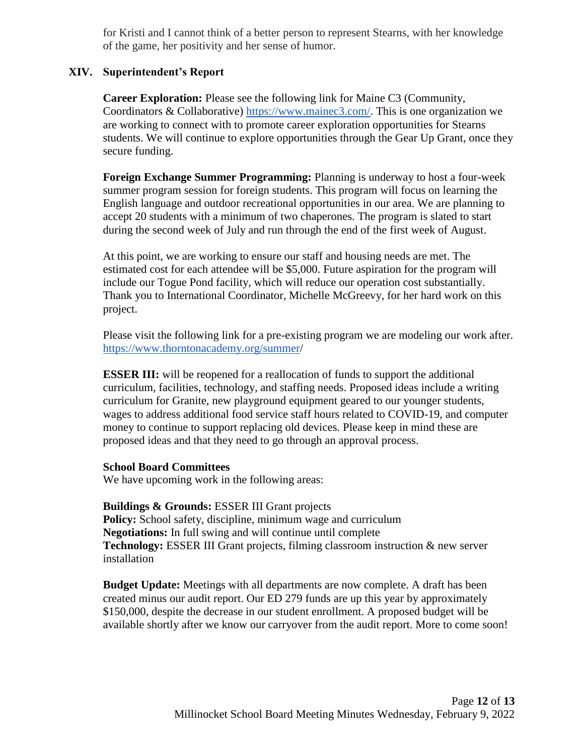for Kristi and I cannot think of a better person to represent Stearns, with her knowledge of the game, her positivity and her sense of humor.

## XIV. Superintendent's Report

**Career Exploration:** Please see the following link for Maine C3 (Community, Coordinators & Collaborative) https://www.mainec3.com/. This is one organization we are working to connect with to promote career exploration opportunities for Stearns students. We will continue to explore opportunities through the Gear Up Grant, once they secure funding.

**Foreign Exchange Summer Programming:** Planning is underway to host a four-week summer program session for foreign students. This program will focus on learning the English language and outdoor recreational opportunities in our area. We are planning to accept 20 students with a minimum of two chaperones. The program is slated to start during the second week of July and run through the end of the first week of August.

At this point, we are working to ensure our staff and housing needs are met. The estimated cost for each attendee will be $5,000. Future aspiration for the program will include our Togue Pond facility, which will reduce our operation cost substantially. Thank you to International Coordinator, Michelle McGreevy, for her hard work on this project.

Please visit the following link for a pre-existing program we are modeling our work after. https://www.thorntonacademy.org/summer/

**ESSER III:** will be reopened for a reallocation of funds to support the additional curriculum, facilities, technology, and staffing needs. Proposed ideas include a writing curriculum for Granite, new playground equipment geared to our younger students, wages to address additional food service staff hours related to COVID-19, and computer money to continue to support replacing old devices. Please keep in mind these are proposed ideas and that they need to go through an approval process.

**School Board Committees**
We have upcoming work in the following areas:

**Buildings & Grounds:** ESSER III Grant projects
**Policy:** School safety, discipline, minimum wage and curriculum
**Negotiations:** In full swing and will continue until complete
**Technology:** ESSER III Grant projects, filming classroom instruction & new server installation

**Budget Update:** Meetings with all departments are now complete. A draft has been created minus our audit report. Our ED 279 funds are up this year by approximately $150,000, despite the decrease in our student enrollment. A proposed budget will be available shortly after we know our carryover from the audit report. More to come soon!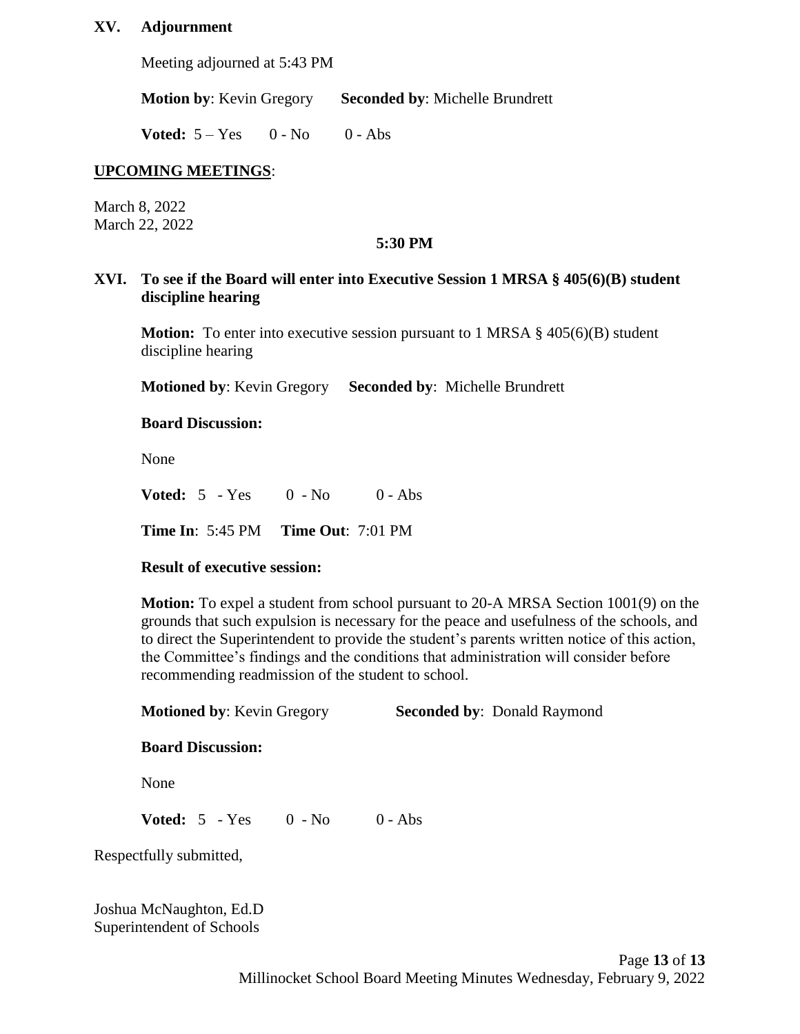## XV. Adjournment

Meeting adjourned at 5:43 PM

**Motion by**: Kevin Gregory **Seconded by**: Michelle Brundrett

**Voted:** 5 – Yes 0 - No 0 - Abs

**UPCOMING MEETINGS**:

March 8, 2022
March 22, 2022

**5:30 PM**

## XVI. To see if the Board will enter into Executive Session 1 MRSA § 405(6)(B) student discipline hearing

**Motion:** To enter into executive session pursuant to 1 MRSA § 405(6)(B) student discipline hearing

**Motioned by**: Kevin Gregory **Seconded by**: Michelle Brundrett

**Board Discussion:**

None

**Voted:** 5 - Yes 0 - No 0 - Abs

**Time In**: 5:45 PM **Time Out**: 7:01 PM

**Result of executive session:**

**Motion:** To expel a student from school pursuant to 20-A MRSA Section 1001(9) on the grounds that such expulsion is necessary for the peace and usefulness of the schools, and to direct the Superintendent to provide the student's parents written notice of this action, the Committee's findings and the conditions that administration will consider before recommending readmission of the student to school.

**Motioned by**: Kevin Gregory **Seconded by**: Donald Raymond

**Board Discussion:**

None

**Voted:** 5 - Yes 0 - No 0 - Abs

Respectfully submitted,

Joshua McNaughton, Ed.D
Superintendent of Schools